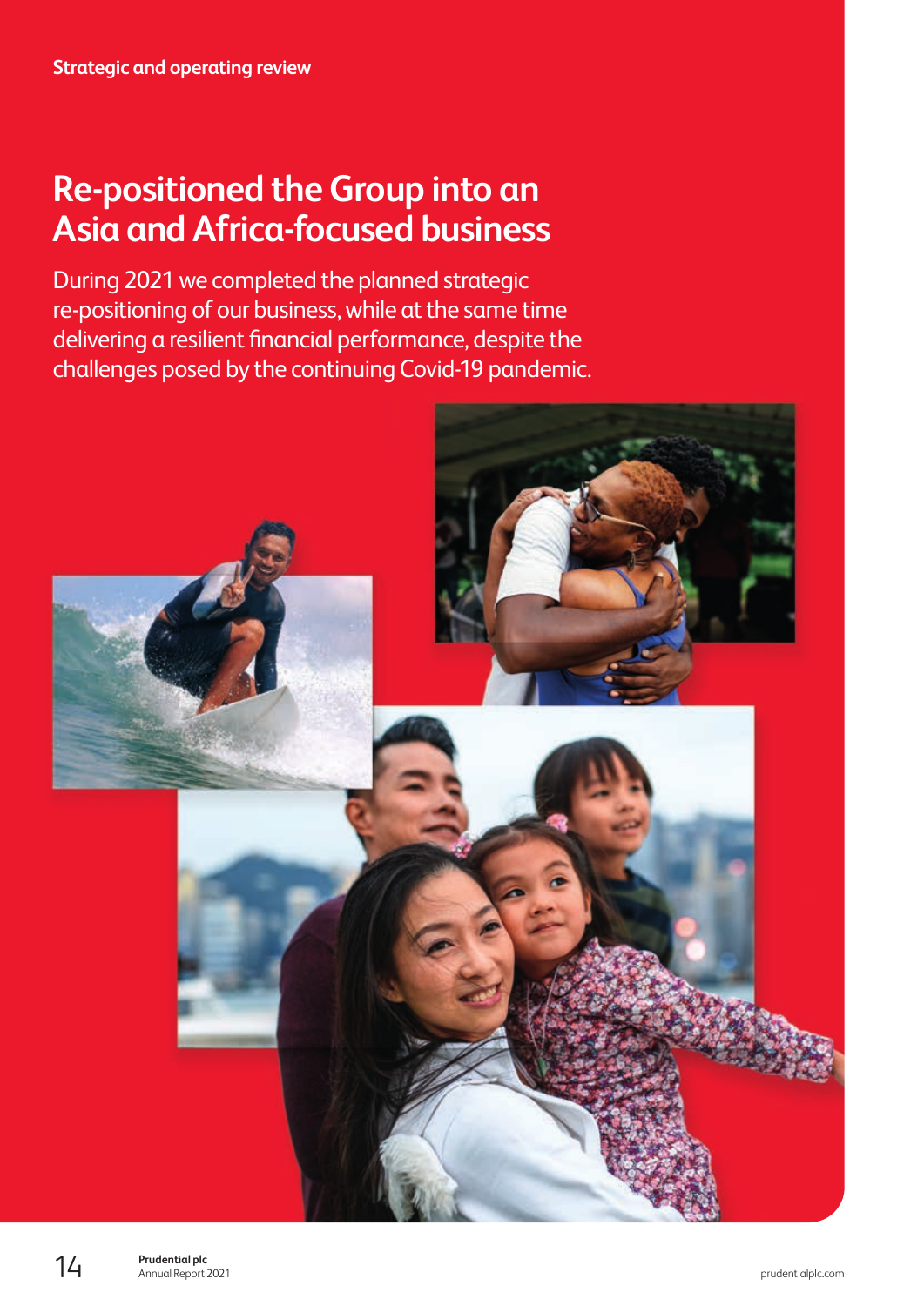Strategic and operating review

# Re-positioned the Group into an Asia and Africa-focused business

During 2021 we completed the planned strategic re-positioning of our business, while at the same time delivering a resilient financial performance, despite the challenges posed by the continuing Covid-19 pandemic.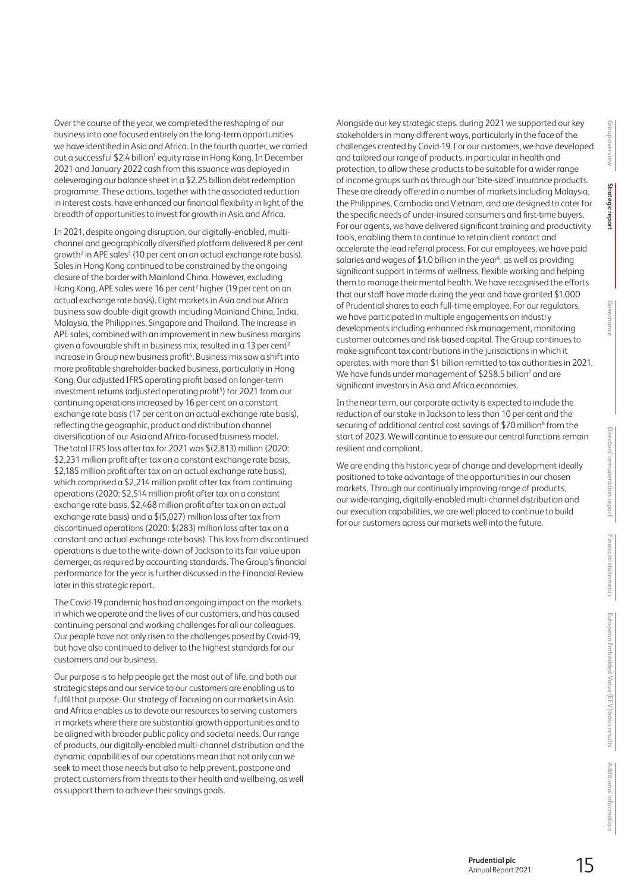Over the course of the year, we completed the reshaping of our business into one focused entirely on the long-term opportunities we have identified in Asia and Africa. In the fourth quarter, we carried out a successful \$2.4 billion[1] equity raise in Hong Kong. In December 2021 and January 2022 cash from this issuance was deployed in deleveraging our balance sheet in a \$2.25 billion debt redemption programme. These actions, together with the associated reduction in interest costs, have enhanced our financial flexibility in light of the breadth of opportunities to invest for growth in Asia and Africa.

In 2021, despite ongoing disruption, our digitally-enabled, multi-channel and geographically diversified platform delivered 8 per cent growth[2] in APE sales[3] (10 per cent on an actual exchange rate basis). Sales in Hong Kong continued to be constrained by the ongoing closure of the border with Mainland China. However, excluding Hong Kong, APE sales were 16 per cent[2] higher (19 per cent on an actual exchange rate basis). Eight markets in Asia and our Africa business saw double-digit growth including Mainland China, India, Malaysia, the Philippines, Singapore and Thailand. The increase in APE sales, combined with an improvement in new business margins given a favourable shift in business mix, resulted in a 13 per cent[2] increase in Group new business profit[4]. Business mix saw a shift into more profitable shareholder-backed business, particularly in Hong Kong. Our adjusted IFRS operating profit based on longer-term investment returns (adjusted operating profit[5]) for 2021 from our continuing operations increased by 16 per cent on a constant exchange rate basis (17 per cent on an actual exchange rate basis), reflecting the geographic, product and distribution channel diversification of our Asia and Africa-focused business model. The total IFRS loss after tax for 2021 was \$(2,813) million (2020: \$2,231 million profit after tax on a constant exchange rate basis, \$2,185 million profit after tax on an actual exchange rate basis), which comprised a \$2,214 million profit after tax from continuing operations (2020: \$2,514 million profit after tax on a constant exchange rate basis, \$2,468 million profit after tax on an actual exchange rate basis) and a \$(5,027) million loss after tax from discontinued operations (2020: \$(283) million loss after tax on a constant and actual exchange rate basis). This loss from discontinued operations is due to the write-down of Jackson to its fair value upon demerger, as required by accounting standards. The Group's financial performance for the year is further discussed in the Financial Review later in this strategic report.

The Covid-19 pandemic has had an ongoing impact on the markets in which we operate and the lives of our customers, and has caused continuing personal and working challenges for all our colleagues. Our people have not only risen to the challenges posed by Covid-19, but have also continued to deliver to the highest standards for our customers and our business.

Our purpose is to help people get the most out of life, and both our strategic steps and our service to our customers are enabling us to fulfil that purpose. Our strategy of focusing on our markets in Asia and Africa enables us to devote our resources to serving customers in markets where there are substantial growth opportunities and to be aligned with broader public policy and societal needs. Our range of products, our digitally-enabled multi-channel distribution and the dynamic capabilities of our operations mean that not only can we seek to meet those needs but also to help prevent, postpone and protect customers from threats to their health and wellbeing, as well as support them to achieve their savings goals.

Alongside our key strategic steps, during 2021 we supported our key stakeholders in many different ways, particularly in the face of the challenges created by Covid-19. For our customers, we have developed and tailored our range of products, in particular in health and protection, to allow these products to be suitable for a wider range of income groups such as through our 'bite-sized' insurance products. These are already offered in a number of markets including Malaysia, the Philippines, Cambodia and Vietnam, and are designed to cater for the specific needs of under-insured consumers and first-time buyers. For our agents, we have delivered significant training and productivity tools, enabling them to continue to retain client contact and accelerate the lead referral process. For our employees, we have paid salaries and wages of \$1.0 billion in the year[6], as well as providing significant support in terms of wellness, flexible working and helping them to manage their mental health. We have recognised the efforts that our staff have made during the year and have granted \$1,000 of Prudential shares to each full-time employee. For our regulators, we have participated in multiple engagements on industry developments including enhanced risk management, monitoring customer outcomes and risk-based capital. The Group continues to make significant tax contributions in the jurisdictions in which it operates, with more than \$1 billion remitted to tax authorities in 2021. We have funds under management of \$258.5 billion[7] and are significant investors in Asia and Africa economies.

In the near term, our corporate activity is expected to include the reduction of our stake in Jackson to less than 10 per cent and the securing of additional central cost savings of \$70 million[8] from the start of 2023. We will continue to ensure our central functions remain resilient and compliant.

We are ending this historic year of change and development ideally positioned to take advantage of the opportunities in our chosen markets. Through our continually improving range of products, our wide-ranging, digitally-enabled multi-channel distribution and our execution capabilities, we are well placed to continue to build for our customers across our markets well into the future.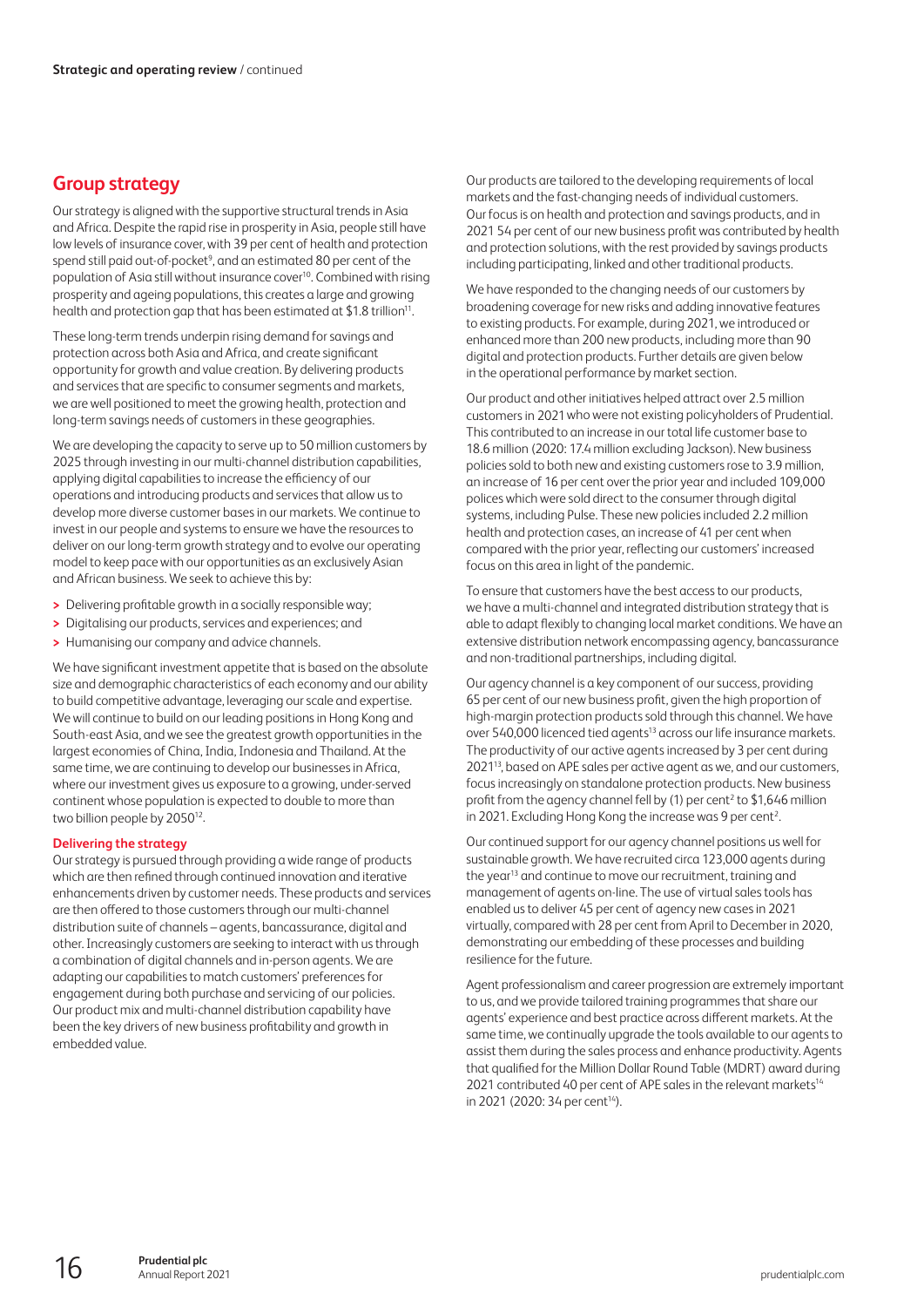## Group strategy

Our strategy is aligned with the supportive structural trends in Asia and Africa. Despite the rapid rise in prosperity in Asia, people still have low levels of insurance cover, with 39 per cent of health and protection spend still paid out-of-pocket[9], and an estimated 80 per cent of the population of Asia still without insurance cover[10]. Combined with rising prosperity and ageing populations, this creates a large and growing health and protection gap that has been estimated at $1.8 trillion[11].

These long-term trends underpin rising demand for savings and protection across both Asia and Africa, and create significant opportunity for growth and value creation. By delivering products and services that are specific to consumer segments and markets, we are well positioned to meet the growing health, protection and long-term savings needs of customers in these geographies.

We are developing the capacity to serve up to 50 million customers by 2025 through investing in our multi-channel distribution capabilities, applying digital capabilities to increase the efficiency of our operations and introducing products and services that allow us to develop more diverse customer bases in our markets. We continue to invest in our people and systems to ensure we have the resources to deliver on our long-term growth strategy and to evolve our operating model to keep pace with our opportunities as an exclusively Asian and African business. We seek to achieve this by:

- Delivering profitable growth in a socially responsible way;
- Digitalising our products, services and experiences; and
- Humanising our company and advice channels.

We have significant investment appetite that is based on the absolute size and demographic characteristics of each economy and our ability to build competitive advantage, leveraging our scale and expertise. We will continue to build on our leading positions in Hong Kong and South-east Asia, and we see the greatest growth opportunities in the largest economies of China, India, Indonesia and Thailand. At the same time, we are continuing to develop our businesses in Africa, where our investment gives us exposure to a growing, under-served continent whose population is expected to double to more than two billion people by 2050[12].

### Delivering the strategy

Our strategy is pursued through providing a wide range of products which are then refined through continued innovation and iterative enhancements driven by customer needs. These products and services are then offered to those customers through our multi-channel distribution suite of channels – agents, bancassurance, digital and other. Increasingly customers are seeking to interact with us through a combination of digital channels and in-person agents. We are adapting our capabilities to match customers' preferences for engagement during both purchase and servicing of our policies. Our product mix and multi-channel distribution capability have been the key drivers of new business profitability and growth in embedded value.

Our products are tailored to the developing requirements of local markets and the fast-changing needs of individual customers. Our focus is on health and protection and savings products, and in 2021 54 per cent of our new business profit was contributed by health and protection solutions, with the rest provided by savings products including participating, linked and other traditional products.

We have responded to the changing needs of our customers by broadening coverage for new risks and adding innovative features to existing products. For example, during 2021, we introduced or enhanced more than 200 new products, including more than 90 digital and protection products. Further details are given below in the operational performance by market section.

Our product and other initiatives helped attract over 2.5 million customers in 2021 who were not existing policyholders of Prudential. This contributed to an increase in our total life customer base to 18.6 million (2020: 17.4 million excluding Jackson). New business policies sold to both new and existing customers rose to 3.9 million, an increase of 16 per cent over the prior year and included 109,000 polices which were sold direct to the consumer through digital systems, including Pulse. These new policies included 2.2 million health and protection cases, an increase of 41 per cent when compared with the prior year, reflecting our customers' increased focus on this area in light of the pandemic.

To ensure that customers have the best access to our products, we have a multi-channel and integrated distribution strategy that is able to adapt flexibly to changing local market conditions. We have an extensive distribution network encompassing agency, bancassurance and non-traditional partnerships, including digital.

Our agency channel is a key component of our success, providing 65 per cent of our new business profit, given the high proportion of high-margin protection products sold through this channel. We have over 540,000 licenced tied agents[13] across our life insurance markets. The productivity of our active agents increased by 3 per cent during 2021[13], based on APE sales per active agent as we, and our customers, focus increasingly on standalone protection products. New business profit from the agency channel fell by (1) per cent[2] to $1,646 million in 2021. Excluding Hong Kong the increase was 9 per cent[2].

Our continued support for our agency channel positions us well for sustainable growth. We have recruited circa 123,000 agents during the year[13] and continue to move our recruitment, training and management of agents on-line. The use of virtual sales tools has enabled us to deliver 45 per cent of agency new cases in 2021 virtually, compared with 28 per cent from April to December in 2020, demonstrating our embedding of these processes and building resilience for the future.

Agent professionalism and career progression are extremely important to us, and we provide tailored training programmes that share our agents' experience and best practice across different markets. At the same time, we continually upgrade the tools available to our agents to assist them during the sales process and enhance productivity. Agents that qualified for the Million Dollar Round Table (MDRT) award during 2021 contributed 40 per cent of APE sales in the relevant markets[14] in 2021 (2020: 34 per cent[14]).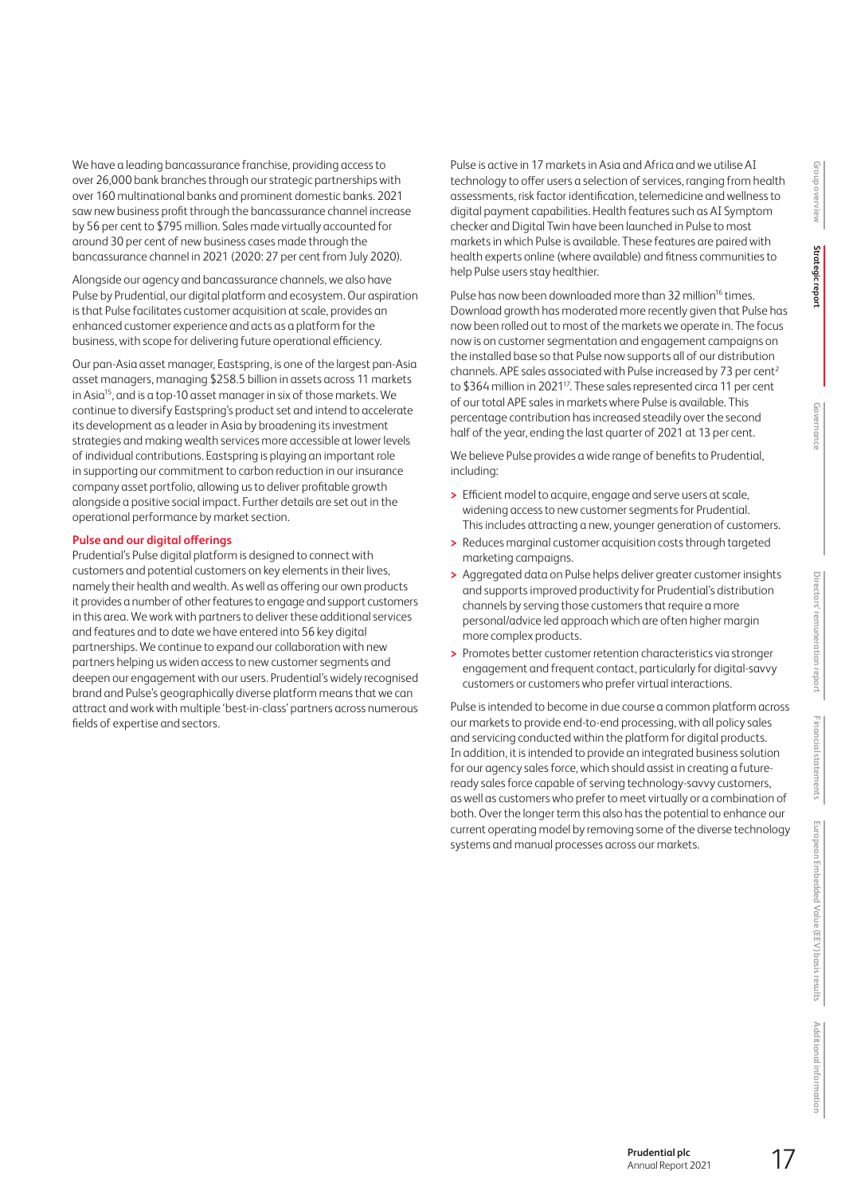We have a leading bancassurance franchise, providing access to over 26,000 bank branches through our strategic partnerships with over 160 multinational banks and prominent domestic banks. 2021 saw new business profit through the bancassurance channel increase by 56 per cent to $795 million. Sales made virtually accounted for around 30 per cent of new business cases made through the bancassurance channel in 2021 (2020: 27 per cent from July 2020).

Alongside our agency and bancassurance channels, we also have Pulse by Prudential, our digital platform and ecosystem. Our aspiration is that Pulse facilitates customer acquisition at scale, provides an enhanced customer experience and acts as a platform for the business, with scope for delivering future operational efficiency.

Our pan-Asia asset manager, Eastspring, is one of the largest pan-Asia asset managers, managing $258.5 billion in assets across 11 markets in Asia[15], and is a top-10 asset manager in six of those markets. We continue to diversify Eastspring's product set and intend to accelerate its development as a leader in Asia by broadening its investment strategies and making wealth services more accessible at lower levels of individual contributions. Eastspring is playing an important role in supporting our commitment to carbon reduction in our insurance company asset portfolio, allowing us to deliver profitable growth alongside a positive social impact. Further details are set out in the operational performance by market section.

### Pulse and our digital offerings

Prudential's Pulse digital platform is designed to connect with customers and potential customers on key elements in their lives, namely their health and wealth. As well as offering our own products it provides a number of other features to engage and support customers in this area. We work with partners to deliver these additional services and features and to date we have entered into 56 key digital partnerships. We continue to expand our collaboration with new partners helping us widen access to new customer segments and deepen our engagement with our users. Prudential's widely recognised brand and Pulse's geographically diverse platform means that we can attract and work with multiple 'best-in-class' partners across numerous fields of expertise and sectors.

Pulse is active in 17 markets in Asia and Africa and we utilise AI technology to offer users a selection of services, ranging from health assessments, risk factor identification, telemedicine and wellness to digital payment capabilities. Health features such as AI Symptom checker and Digital Twin have been launched in Pulse to most markets in which Pulse is available. These features are paired with health experts online (where available) and fitness communities to help Pulse users stay healthier.

Pulse has now been downloaded more than 32 million[16] times. Download growth has moderated more recently given that Pulse has now been rolled out to most of the markets we operate in. The focus now is on customer segmentation and engagement campaigns on the installed base so that Pulse now supports all of our distribution channels. APE sales associated with Pulse increased by 73 per cent[2] to $364 million in 2021[17]. These sales represented circa 11 per cent of our total APE sales in markets where Pulse is available. This percentage contribution has increased steadily over the second half of the year, ending the last quarter of 2021 at 13 per cent.

We believe Pulse provides a wide range of benefits to Prudential, including:

- Efficient model to acquire, engage and serve users at scale, widening access to new customer segments for Prudential. This includes attracting a new, younger generation of customers.
- Reduces marginal customer acquisition costs through targeted marketing campaigns.
- Aggregated data on Pulse helps deliver greater customer insights and supports improved productivity for Prudential's distribution channels by serving those customers that require a more personal/advice led approach which are often higher margin more complex products.
- Promotes better customer retention characteristics via stronger engagement and frequent contact, particularly for digital-savvy customers or customers who prefer virtual interactions.

Pulse is intended to become in due course a common platform across our markets to provide end-to-end processing, with all policy sales and servicing conducted within the platform for digital products. In addition, it is intended to provide an integrated business solution for our agency sales force, which should assist in creating a future-ready sales force capable of serving technology-savvy customers, as well as customers who prefer to meet virtually or a combination of both. Over the longer term this also has the potential to enhance our current operating model by removing some of the diverse technology systems and manual processes across our markets.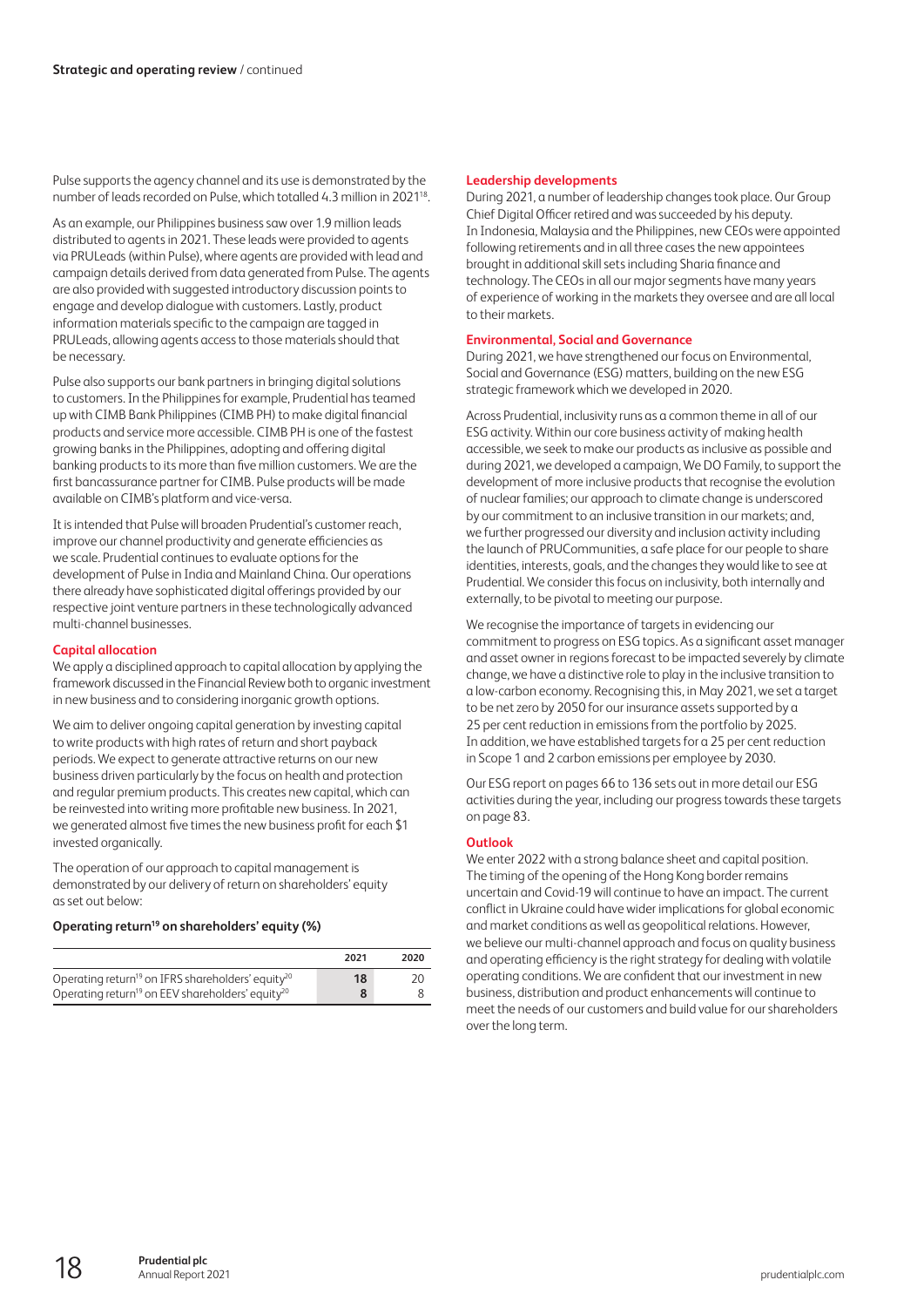Pulse supports the agency channel and its use is demonstrated by the number of leads recorded on Pulse, which totalled 4.3 million in 2021[18].

As an example, our Philippines business saw over 1.9 million leads distributed to agents in 2021. These leads were provided to agents via PRULeads (within Pulse), where agents are provided with lead and campaign details derived from data generated from Pulse. The agents are also provided with suggested introductory discussion points to engage and develop dialogue with customers. Lastly, product information materials specific to the campaign are tagged in PRULeads, allowing agents access to those materials should that be necessary.

Pulse also supports our bank partners in bringing digital solutions to customers. In the Philippines for example, Prudential has teamed up with CIMB Bank Philippines (CIMB PH) to make digital financial products and service more accessible. CIMB PH is one of the fastest growing banks in the Philippines, adopting and offering digital banking products to its more than five million customers. We are the first bancassurance partner for CIMB. Pulse products will be made available on CIMB's platform and vice-versa.

It is intended that Pulse will broaden Prudential's customer reach, improve our channel productivity and generate efficiencies as we scale. Prudential continues to evaluate options for the development of Pulse in India and Mainland China. Our operations there already have sophisticated digital offerings provided by our respective joint venture partners in these technologically advanced multi-channel businesses.

## Capital allocation

We apply a disciplined approach to capital allocation by applying the framework discussed in the Financial Review both to organic investment in new business and to considering inorganic growth options.

We aim to deliver ongoing capital generation by investing capital to write products with high rates of return and short payback periods. We expect to generate attractive returns on our new business driven particularly by the focus on health and protection and regular premium products. This creates new capital, which can be reinvested into writing more profitable new business. In 2021, we generated almost five times the new business profit for each $1 invested organically.

The operation of our approach to capital management is demonstrated by our delivery of return on shareholders' equity as set out below:

**Operating return[19] on shareholders' equity (%)**

| | 2021 | 2020 |
|---|---|---|
| Operating return[19] on IFRS shareholders' equity[20] | **18** | 20 |
| Operating return[19] on EEV shareholders' equity[20] | **8** | 8 |

## Leadership developments

During 2021, a number of leadership changes took place. Our Group Chief Digital Officer retired and was succeeded by his deputy. In Indonesia, Malaysia and the Philippines, new CEOs were appointed following retirements and in all three cases the new appointees brought in additional skill sets including Sharia finance and technology. The CEOs in all our major segments have many years of experience of working in the markets they oversee and are all local to their markets.

## Environmental, Social and Governance

During 2021, we have strengthened our focus on Environmental, Social and Governance (ESG) matters, building on the new ESG strategic framework which we developed in 2020.

Across Prudential, inclusivity runs as a common theme in all of our ESG activity. Within our core business activity of making health accessible, we seek to make our products as inclusive as possible and during 2021, we developed a campaign, We DO Family, to support the development of more inclusive products that recognise the evolution of nuclear families; our approach to climate change is underscored by our commitment to an inclusive transition in our markets; and, we further progressed our diversity and inclusion activity including the launch of PRUCommunities, a safe place for our people to share identities, interests, goals, and the changes they would like to see at Prudential. We consider this focus on inclusivity, both internally and externally, to be pivotal to meeting our purpose.

We recognise the importance of targets in evidencing our commitment to progress on ESG topics. As a significant asset manager and asset owner in regions forecast to be impacted severely by climate change, we have a distinctive role to play in the inclusive transition to a low-carbon economy. Recognising this, in May 2021, we set a target to be net zero by 2050 for our insurance assets supported by a 25 per cent reduction in emissions from the portfolio by 2025. In addition, we have established targets for a 25 per cent reduction in Scope 1 and 2 carbon emissions per employee by 2030.

Our ESG report on pages 66 to 136 sets out in more detail our ESG activities during the year, including our progress towards these targets on page 83.

## Outlook

We enter 2022 with a strong balance sheet and capital position. The timing of the opening of the Hong Kong border remains uncertain and Covid-19 will continue to have an impact. The current conflict in Ukraine could have wider implications for global economic and market conditions as well as geopolitical relations. However, we believe our multi-channel approach and focus on quality business and operating efficiency is the right strategy for dealing with volatile operating conditions. We are confident that our investment in new business, distribution and product enhancements will continue to meet the needs of our customers and build value for our shareholders over the long term.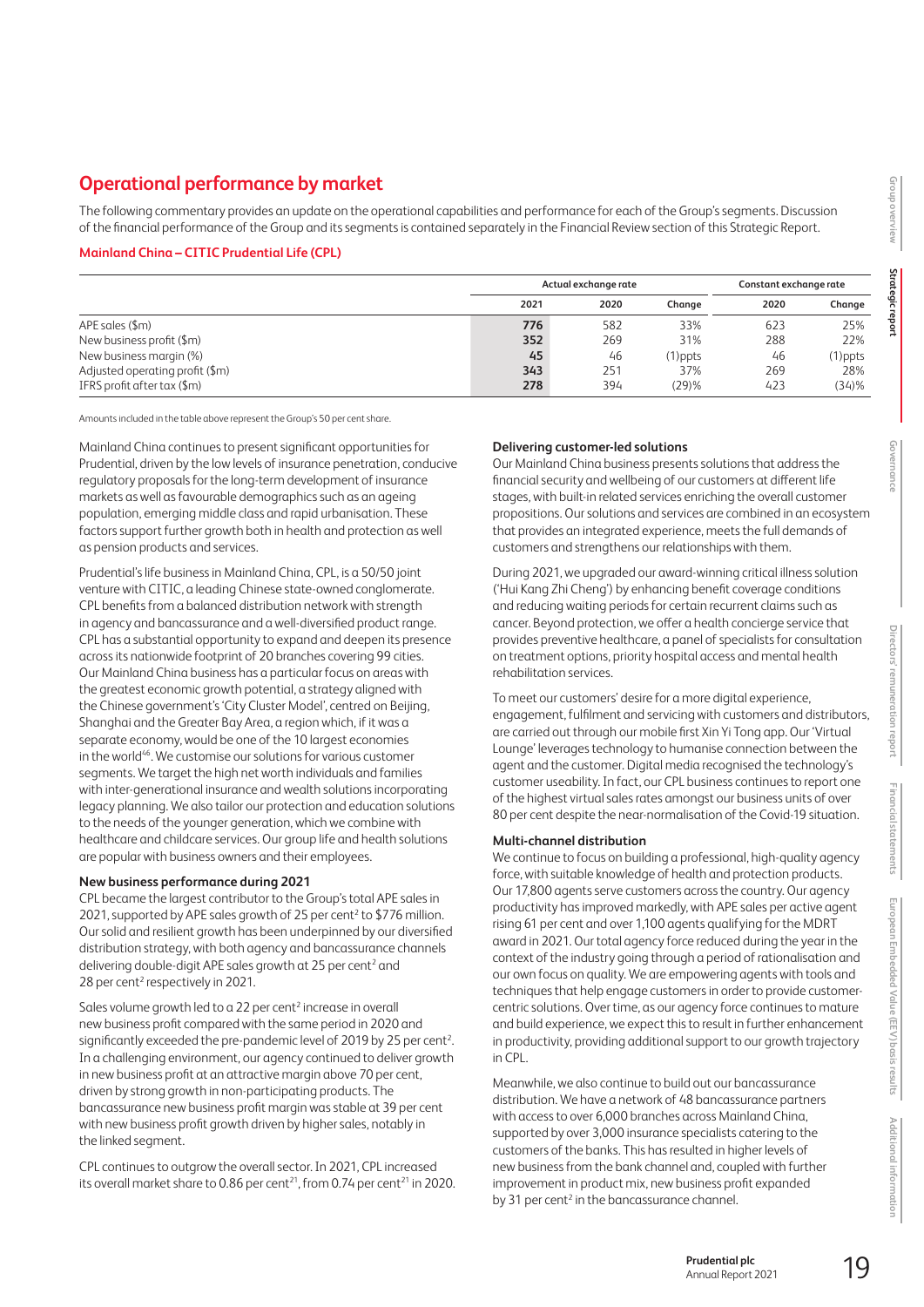# Operational performance by market

The following commentary provides an update on the operational capabilities and performance for each of the Group's segments. Discussion of the financial performance of the Group and its segments is contained separately in the Financial Review section of this Strategic Report.

## Mainland China – CITIC Prudential Life (CPL)

| | Actual exchange rate | | | Constant exchange rate | |
|---|---|---|---|---|---|
| | 2021 | 2020 | Change | 2020 | Change |
| APE sales ($m) | **776** | 582 | 33% | 623 | 25% |
| New business profit ($m) | **352** | 269 | 31% | 288 | 22% |
| New business margin (%) | **45** | 46 | (1)ppts | 46 | (1)ppts |
| Adjusted operating profit ($m) | **343** | 251 | 37% | 269 | 28% |
| IFRS profit after tax ($m) | **278** | 394 | (29)% | 423 | (34)% |

Amounts included in the table above represent the Group's 50 per cent share.

Mainland China continues to present significant opportunities for Prudential, driven by the low levels of insurance penetration, conducive regulatory proposals for the long-term development of insurance markets as well as favourable demographics such as an ageing population, emerging middle class and rapid urbanisation. These factors support further growth both in health and protection as well as pension products and services.

Prudential's life business in Mainland China, CPL, is a 50/50 joint venture with CITIC, a leading Chinese state-owned conglomerate. CPL benefits from a balanced distribution network with strength in agency and bancassurance and a well-diversified product range. CPL has a substantial opportunity to expand and deepen its presence across its nationwide footprint of 20 branches covering 99 cities. Our Mainland China business has a particular focus on areas with the greatest economic growth potential, a strategy aligned with the Chinese government's 'City Cluster Model', centred on Beijing, Shanghai and the Greater Bay Area, a region which, if it was a separate economy, would be one of the 10 largest economies in the world[46]. We customise our solutions for various customer segments. We target the high net worth individuals and families with inter-generational insurance and wealth solutions incorporating legacy planning. We also tailor our protection and education solutions to the needs of the younger generation, which we combine with healthcare and childcare services. Our group life and health solutions are popular with business owners and their employees.

### New business performance during 2021

CPL became the largest contributor to the Group's total APE sales in 2021, supported by APE sales growth of 25 per cent[2] to $776 million. Our solid and resilient growth has been underpinned by our diversified distribution strategy, with both agency and bancassurance channels delivering double-digit APE sales growth at 25 per cent[2] and 28 per cent[2] respectively in 2021.

Sales volume growth led to a 22 per cent[2] increase in overall new business profit compared with the same period in 2020 and significantly exceeded the pre-pandemic level of 2019 by 25 per cent[2]. In a challenging environment, our agency continued to deliver growth in new business profit at an attractive margin above 70 per cent, driven by strong growth in non-participating products. The bancassurance new business profit margin was stable at 39 per cent with new business profit growth driven by higher sales, notably in the linked segment.

CPL continues to outgrow the overall sector. In 2021, CPL increased its overall market share to 0.86 per cent[21], from 0.74 per cent[21] in 2020.

### Delivering customer-led solutions

Our Mainland China business presents solutions that address the financial security and wellbeing of our customers at different life stages, with built-in related services enriching the overall customer propositions. Our solutions and services are combined in an ecosystem that provides an integrated experience, meets the full demands of customers and strengthens our relationships with them.

During 2021, we upgraded our award-winning critical illness solution ('Hui Kang Zhi Cheng') by enhancing benefit coverage conditions and reducing waiting periods for certain recurrent claims such as cancer. Beyond protection, we offer a health concierge service that provides preventive healthcare, a panel of specialists for consultation on treatment options, priority hospital access and mental health rehabilitation services.

To meet our customers' desire for a more digital experience, engagement, fulfilment and servicing with customers and distributors, are carried out through our mobile first Xin Yi Tong app. Our 'Virtual Lounge' leverages technology to humanise connection between the agent and the customer. Digital media recognised the technology's customer useability. In fact, our CPL business continues to report one of the highest virtual sales rates amongst our business units of over 80 per cent despite the near-normalisation of the Covid-19 situation.

### Multi-channel distribution

We continue to focus on building a professional, high-quality agency force, with suitable knowledge of health and protection products. Our 17,800 agents serve customers across the country. Our agency productivity has improved markedly, with APE sales per active agent rising 61 per cent and over 1,100 agents qualifying for the MDRT award in 2021. Our total agency force reduced during the year in the context of the industry going through a period of rationalisation and our own focus on quality. We are empowering agents with tools and techniques that help engage customers in order to provide customer-centric solutions. Over time, as our agency force continues to mature and build experience, we expect this to result in further enhancement in productivity, providing additional support to our growth trajectory in CPL.

Meanwhile, we also continue to build out our bancassurance distribution. We have a network of 48 bancassurance partners with access to over 6,000 branches across Mainland China, supported by over 3,000 insurance specialists catering to the customers of the banks. This has resulted in higher levels of new business from the bank channel and, coupled with further improvement in product mix, new business profit expanded by 31 per cent[2] in the bancassurance channel.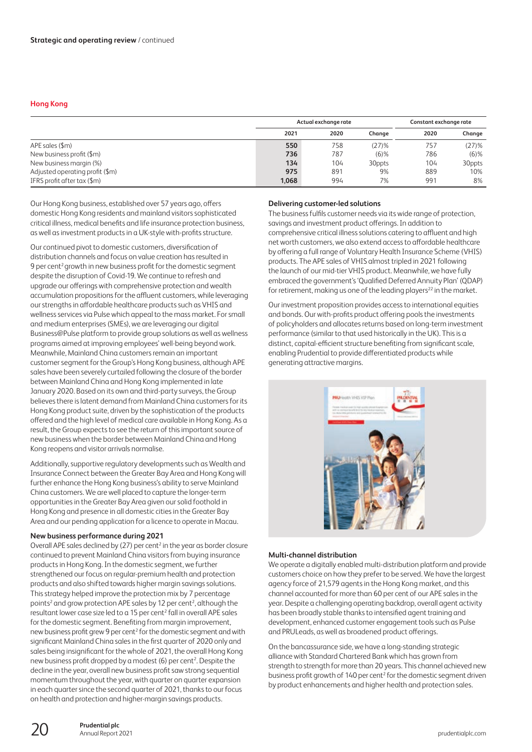## Hong Kong

| | Actual exchange rate | | | Constant exchange rate | |
|---|---|---|---|---|---|
| | 2021 | 2020 | Change | 2020 | Change |
| APE sales ($m) | 550 | 758 | (27)% | 757 | (27)% |
| New business profit ($m) | 736 | 787 | (6)% | 786 | (6)% |
| New business margin (%) | 134 | 104 | 30ppts | 104 | 30ppts |
| Adjusted operating profit ($m) | 975 | 891 | 9% | 889 | 10% |
| IFRS profit after tax ($m) | 1,068 | 994 | 7% | 991 | 8% |

Our Hong Kong business, established over 57 years ago, offers domestic Hong Kong residents and mainland visitors sophisticated critical illness, medical benefits and life insurance protection business, as well as investment products in a UK-style with-profits structure.

Our continued pivot to domestic customers, diversification of distribution channels and focus on value creation has resulted in 9 per cent[2] growth in new business profit for the domestic segment despite the disruption of Covid-19. We continue to refresh and upgrade our offerings with comprehensive protection and wealth accumulation propositions for the affluent customers, while leveraging our strengths in affordable healthcare products such as VHIS and wellness services via Pulse which appeal to the mass market. For small and medium enterprises (SMEs), we are leveraging our digital Business@Pulse platform to provide group solutions as well as wellness programs aimed at improving employees' well-being beyond work. Meanwhile, Mainland China customers remain an important customer segment for the Group's Hong Kong business, although APE sales have been severely curtailed following the closure of the border between Mainland China and Hong Kong implemented in late January 2020. Based on its own and third-party surveys, the Group believes there is latent demand from Mainland China customers for its Hong Kong product suite, driven by the sophistication of the products offered and the high level of medical care available in Hong Kong. As a result, the Group expects to see the return of this important source of new business when the border between Mainland China and Hong Kong reopens and visitor arrivals normalise.

Additionally, supportive regulatory developments such as Wealth and Insurance Connect between the Greater Bay Area and Hong Kong will further enhance the Hong Kong business's ability to serve Mainland China customers. We are well placed to capture the longer-term opportunities in the Greater Bay Area given our solid foothold in Hong Kong and presence in all domestic cities in the Greater Bay Area and our pending application for a licence to operate in Macau.

### New business performance during 2021

Overall APE sales declined by (27) per cent[2] in the year as border closure continued to prevent Mainland China visitors from buying insurance products in Hong Kong. In the domestic segment, we further strengthened our focus on regular-premium health and protection products and also shifted towards higher margin savings solutions. This strategy helped improve the protection mix by 7 percentage points[2] and grow protection APE sales by 12 per cent[2], although the resultant lower case size led to a 15 per cent[2] fall in overall APE sales for the domestic segment. Benefiting from margin improvement, new business profit grew 9 per cent[2] for the domestic segment and with significant Mainland China sales in the first quarter of 2020 only and sales being insignificant for the whole of 2021, the overall Hong Kong new business profit dropped by a modest (6) per cent[2]. Despite the decline in the year, overall new business profit saw strong sequential momentum throughout the year, with quarter on quarter expansion in each quarter since the second quarter of 2021, thanks to our focus on health and protection and higher-margin savings products.

### Delivering customer-led solutions

The business fulfils customer needs via its wide range of protection, savings and investment product offerings. In addition to comprehensive critical illness solutions catering to affluent and high net worth customers, we also extend access to affordable healthcare by offering a full range of Voluntary Health Insurance Scheme (VHIS) products. The APE sales of VHIS almost tripled in 2021 following the launch of our mid-tier VHIS product. Meanwhile, we have fully embraced the government's 'Qualified Deferred Annuity Plan' (QDAP) for retirement, making us one of the leading players[22] in the market.

Our investment proposition provides access to international equities and bonds. Our with-profits product offering pools the investments of policyholders and allocates returns based on long-term investment performance (similar to that used historically in the UK). This is a distinct, capital-efficient structure benefiting from significant scale, enabling Prudential to provide differentiated products while generating attractive margins.

### Multi-channel distribution

We operate a digitally enabled multi-distribution platform and provide customers choice on how they prefer to be served. We have the largest agency force of 21,579 agents in the Hong Kong market, and this channel accounted for more than 60 per cent of our APE sales in the year. Despite a challenging operating backdrop, overall agent activity has been broadly stable thanks to intensified agent training and development, enhanced customer engagement tools such as Pulse and PRULeads, as well as broadened product offerings.

On the bancassurance side, we have a long-standing strategic alliance with Standard Chartered Bank which has grown from strength to strength for more than 20 years. This channel achieved new business profit growth of 140 per cent[2] for the domestic segment driven by product enhancements and higher health and protection sales.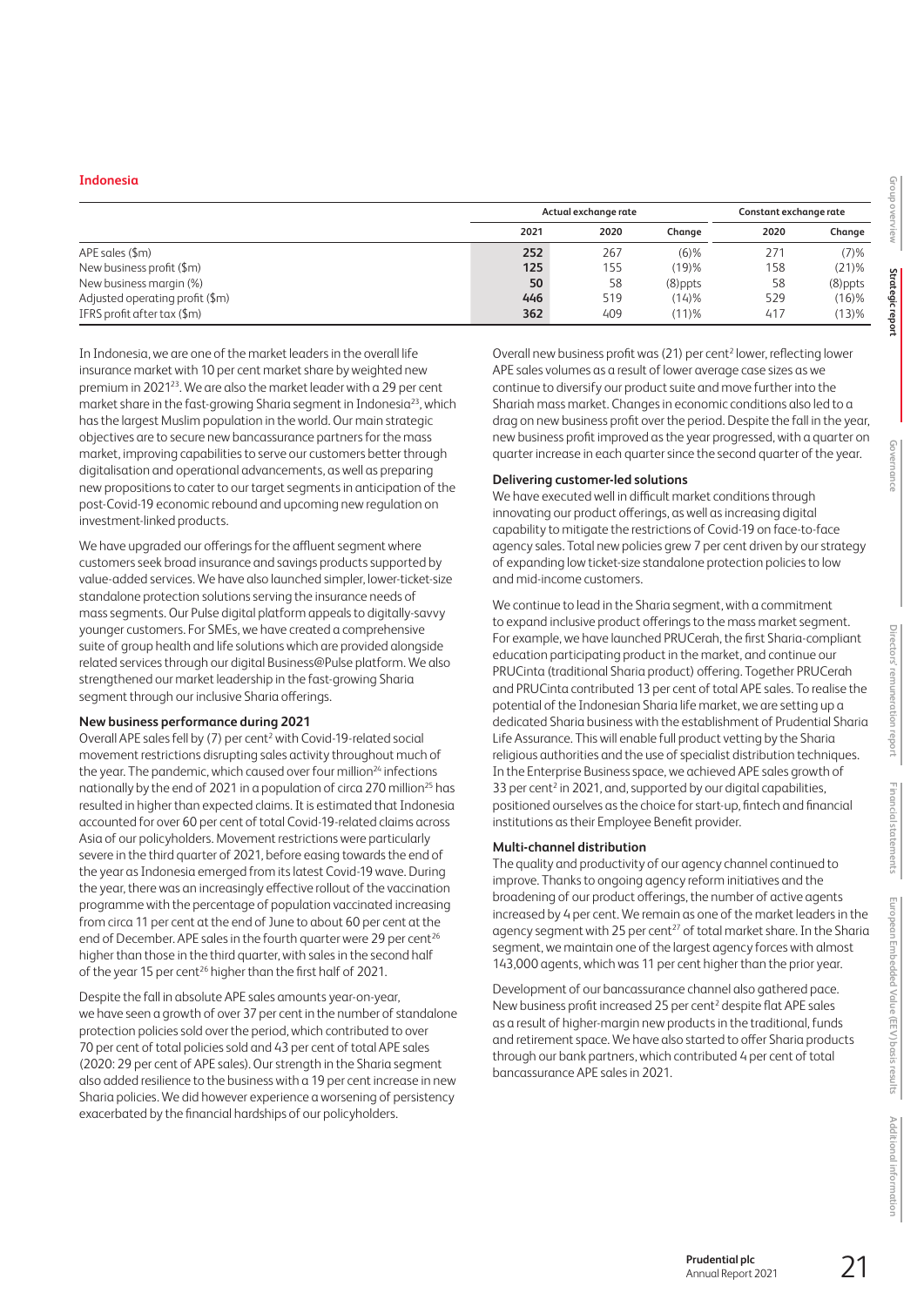## Indonesia

| | Actual exchange rate | | | Constant exchange rate | |
|---|---|---|---|---|---|
| | 2021 | 2020 | Change | 2020 | Change |
| APE sales ($m) | **252** | 267 | (6)% | 271 | (7)% |
| New business profit ($m) | **125** | 155 | (19)% | 158 | (21)% |
| New business margin (%) | **50** | 58 | (8)ppts | 58 | (8)ppts |
| Adjusted operating profit ($m) | **446** | 519 | (14)% | 529 | (16)% |
| IFRS profit after tax ($m) | **362** | 409 | (11)% | 417 | (13)% |

In Indonesia, we are one of the market leaders in the overall life insurance market with 10 per cent market share by weighted new premium in 2021[23]. We are also the market leader with a 29 per cent market share in the fast-growing Sharia segment in Indonesia[23], which has the largest Muslim population in the world. Our main strategic objectives are to secure new bancassurance partners for the mass market, improving capabilities to serve our customers better through digitalisation and operational advancements, as well as preparing new propositions to cater to our target segments in anticipation of the post-Covid-19 economic rebound and upcoming new regulation on investment-linked products.

We have upgraded our offerings for the affluent segment where customers seek broad insurance and savings products supported by value-added services. We have also launched simpler, lower-ticket-size standalone protection solutions serving the insurance needs of mass segments. Our Pulse digital platform appeals to digitally-savvy younger customers. For SMEs, we have created a comprehensive suite of group health and life solutions which are provided alongside related services through our digital Business@Pulse platform. We also strengthened our market leadership in the fast-growing Sharia segment through our inclusive Sharia offerings.

### New business performance during 2021

Overall APE sales fell by (7) per cent[2] with Covid-19-related social movement restrictions disrupting sales activity throughout much of the year. The pandemic, which caused over four million[24] infections nationally by the end of 2021 in a population of circa 270 million[25] has resulted in higher than expected claims. It is estimated that Indonesia accounted for over 60 per cent of total Covid-19-related claims across Asia of our policyholders. Movement restrictions were particularly severe in the third quarter of 2021, before easing towards the end of the year as Indonesia emerged from its latest Covid-19 wave. During the year, there was an increasingly effective rollout of the vaccination programme with the percentage of population vaccinated increasing from circa 11 per cent at the end of June to about 60 per cent at the end of December. APE sales in the fourth quarter were 29 per cent[26] higher than those in the third quarter, with sales in the second half of the year 15 per cent[26] higher than the first half of 2021.

Despite the fall in absolute APE sales amounts year-on-year, we have seen a growth of over 37 per cent in the number of standalone protection policies sold over the period, which contributed to over 70 per cent of total policies sold and 43 per cent of total APE sales (2020: 29 per cent of APE sales). Our strength in the Sharia segment also added resilience to the business with a 19 per cent increase in new Sharia policies. We did however experience a worsening of persistency exacerbated by the financial hardships of our policyholders.

Overall new business profit was (21) per cent[2] lower, reflecting lower APE sales volumes as a result of lower average case sizes as we continue to diversify our product suite and move further into the Shariah mass market. Changes in economic conditions also led to a drag on new business profit over the period. Despite the fall in the year, new business profit improved as the year progressed, with a quarter on quarter increase in each quarter since the second quarter of the year.

### Delivering customer-led solutions

We have executed well in difficult market conditions through innovating our product offerings, as well as increasing digital capability to mitigate the restrictions of Covid-19 on face-to-face agency sales. Total new policies grew 7 per cent driven by our strategy of expanding low ticket-size standalone protection policies to low and mid-income customers.

We continue to lead in the Sharia segment, with a commitment to expand inclusive product offerings to the mass market segment. For example, we have launched PRUCerah, the first Sharia-compliant education participating product in the market, and continue our PRUCinta (traditional Sharia product) offering. Together PRUCerah and PRUCinta contributed 13 per cent of total APE sales. To realise the potential of the Indonesian Sharia life market, we are setting up a dedicated Sharia business with the establishment of Prudential Sharia Life Assurance. This will enable full product vetting by the Sharia religious authorities and the use of specialist distribution techniques. In the Enterprise Business space, we achieved APE sales growth of 33 per cent[2] in 2021, and, supported by our digital capabilities, positioned ourselves as the choice for start-up, fintech and financial institutions as their Employee Benefit provider.

### Multi-channel distribution

The quality and productivity of our agency channel continued to improve. Thanks to ongoing agency reform initiatives and the broadening of our product offerings, the number of active agents increased by 4 per cent. We remain as one of the market leaders in the agency segment with 25 per cent[27] of total market share. In the Sharia segment, we maintain one of the largest agency forces with almost 143,000 agents, which was 11 per cent higher than the prior year.

Development of our bancassurance channel also gathered pace. New business profit increased 25 per cent[2] despite flat APE sales as a result of higher-margin new products in the traditional, funds and retirement space. We have also started to offer Sharia products through our bank partners, which contributed 4 per cent of total bancassurance APE sales in 2021.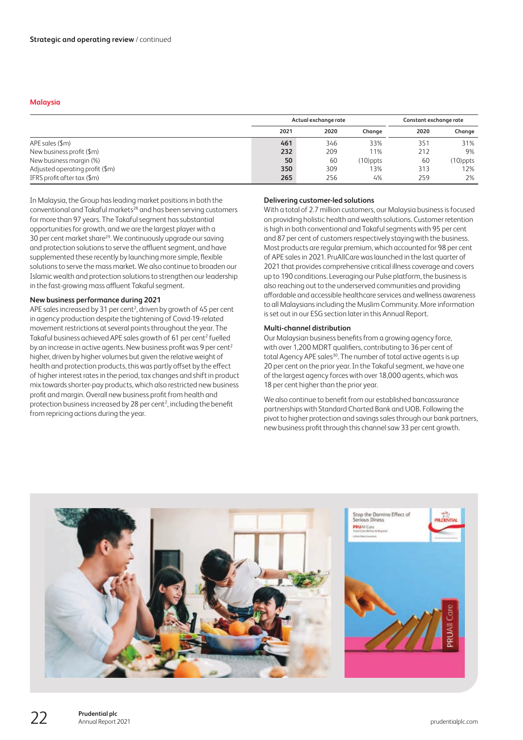## Malaysia

| | Actual exchange rate | | | Constant exchange rate | |
|---|---|---|---|---|---|
| | 2021 | 2020 | Change | 2020 | Change |
| APE sales ($m) | **461** | 346 | 33% | 351 | 31% |
| New business profit ($m) | **232** | 209 | 11% | 212 | 9% |
| New business margin (%) | **50** | 60 | (10)ppts | 60 | (10)ppts |
| Adjusted operating profit ($m) | **350** | 309 | 13% | 313 | 12% |
| IFRS profit after tax ($m) | **265** | 256 | 4% | 259 | 2% |

In Malaysia, the Group has leading market positions in both the conventional and Takaful markets[28] and has been serving customers for more than 97 years. The Takaful segment has substantial opportunities for growth, and we are the largest player with a 30 per cent market share[29]. We continuously upgrade our saving and protection solutions to serve the affluent segment, and have supplemented these recently by launching more simple, flexible solutions to serve the mass market. We also continue to broaden our Islamic wealth and protection solutions to strengthen our leadership in the fast-growing mass affluent Takaful segment.

### New business performance during 2021

APE sales increased by 31 per cent[2], driven by growth of 45 per cent in agency production despite the tightening of Covid-19-related movement restrictions at several points throughout the year. The Takaful business achieved APE sales growth of 61 per cent[2] fuelled by an increase in active agents. New business profit was 9 per cent[2] higher, driven by higher volumes but given the relative weight of health and protection products, this was partly offset by the effect of higher interest rates in the period, tax changes and shift in product mix towards shorter-pay products, which also restricted new business profit and margin. Overall new business profit from health and protection business increased by 28 per cent[2], including the benefit from repricing actions during the year.

### Delivering customer-led solutions

With a total of 2.7 million customers, our Malaysia business is focused on providing holistic health and wealth solutions. Customer retention is high in both conventional and Takaful segments with 95 per cent and 87 per cent of customers respectively staying with the business. Most products are regular premium, which accounted for 98 per cent of APE sales in 2021. PruAllCare was launched in the last quarter of 2021 that provides comprehensive critical illness coverage and covers up to 190 conditions. Leveraging our Pulse platform, the business is also reaching out to the underserved communities and providing affordable and accessible healthcare services and wellness awareness to all Malaysians including the Muslim Community. More information is set out in our ESG section later in this Annual Report.

### Multi-channel distribution

Our Malaysian business benefits from a growing agency force, with over 1,200 MDRT qualifiers, contributing to 36 per cent of total Agency APE sales[30]. The number of total active agents is up 20 per cent on the prior year. In the Takaful segment, we have one of the largest agency forces with over 18,000 agents, which was 18 per cent higher than the prior year.

We also continue to benefit from our established bancassurance partnerships with Standard Charted Bank and UOB. Following the pivot to higher protection and savings sales through our bank partners, new business profit through this channel saw 33 per cent growth.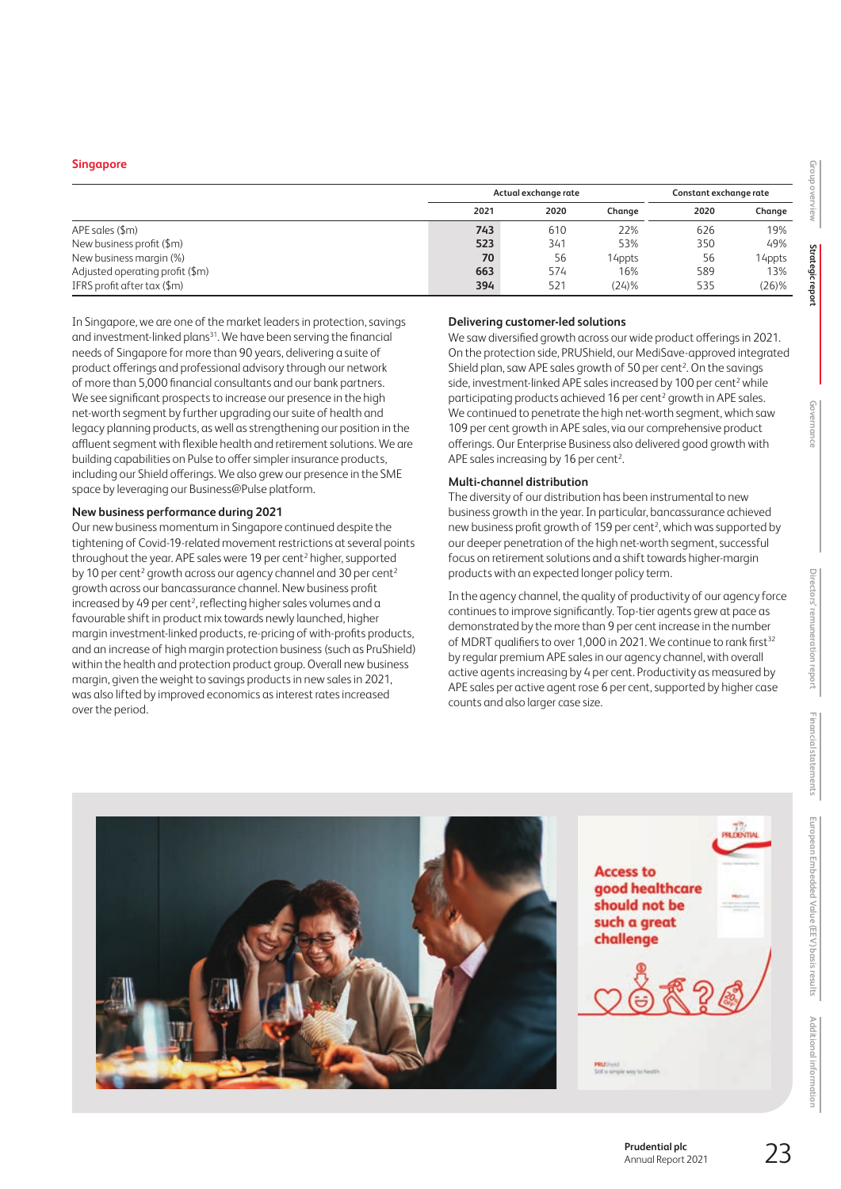## Singapore

| | Actual exchange rate | | | Constant exchange rate | |
|---|---|---|---|---|---|
| | 2021 | 2020 | Change | 2020 | Change |
| APE sales ($m) | **743** | 610 | 22% | 626 | 19% |
| New business profit ($m) | **523** | 341 | 53% | 350 | 49% |
| New business margin (%) | **70** | 56 | 14ppts | 56 | 14ppts |
| Adjusted operating profit ($m) | **663** | 574 | 16% | 589 | 13% |
| IFRS profit after tax ($m) | **394** | 521 | (24)% | 535 | (26)% |

In Singapore, we are one of the market leaders in protection, savings and investment-linked plans[31]. We have been serving the financial needs of Singapore for more than 90 years, delivering a suite of product offerings and professional advisory through our network of more than 5,000 financial consultants and our bank partners. We see significant prospects to increase our presence in the high net-worth segment by further upgrading our suite of health and legacy planning products, as well as strengthening our position in the affluent segment with flexible health and retirement solutions. We are building capabilities on Pulse to offer simpler insurance products, including our Shield offerings. We also grew our presence in the SME space by leveraging our Business@Pulse platform.

### New business performance during 2021

Our new business momentum in Singapore continued despite the tightening of Covid-19-related movement restrictions at several points throughout the year. APE sales were 19 per cent[2] higher, supported by 10 per cent[2] growth across our agency channel and 30 per cent[2] growth across our bancassurance channel. New business profit increased by 49 per cent[2], reflecting higher sales volumes and a favourable shift in product mix towards newly launched, higher margin investment-linked products, re-pricing of with-profits products, and an increase of high margin protection business (such as PRUShield) within the health and protection product group. Overall new business margin, given the weight to savings products in new sales in 2021, was also lifted by improved economics as interest rates increased over the period.

### Delivering customer-led solutions

We saw diversified growth across our wide product offerings in 2021. On the protection side, PRUShield, our MediSave-approved integrated Shield plan, saw APE sales growth of 50 per cent[2]. On the savings side, investment-linked APE sales increased by 100 per cent[2] while participating products achieved 16 per cent[2] growth in APE sales. We continued to penetrate the high net-worth segment, which saw 109 per cent growth in APE sales, via our comprehensive product offerings. Our Enterprise Business also delivered good growth with APE sales increasing by 16 per cent[2].

### Multi-channel distribution

The diversity of our distribution has been instrumental to new business growth in the year. In particular, bancassurance achieved new business profit growth of 159 per cent[2], which was supported by our deeper penetration of the high net-worth segment, successful focus on retirement solutions and a shift towards higher-margin products with an expected longer policy term.

In the agency channel, the quality of productivity of our agency force continues to improve significantly. Top-tier agents grew at pace as demonstrated by the more than 9 per cent increase in the number of MDRT qualifiers to over 1,000 in 2021. We continue to rank first[32] by regular premium APE sales in our agency channel, with overall active agents increasing by 4 per cent. Productivity as measured by APE sales per active agent rose 6 per cent, supported by higher case counts and also larger case size.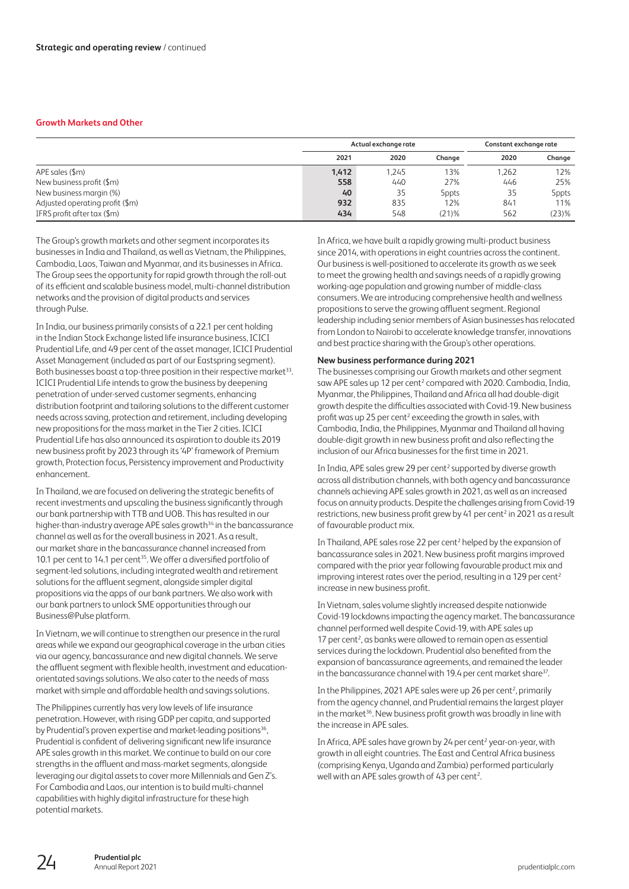## Growth Markets and Other

| | Actual exchange rate | | | Constant exchange rate | |
|---|---|---|---|---|---|
| | 2021 | 2020 | Change | 2020 | Change |
| APE sales ($m) | **1,412** | 1,245 | 13% | 1,262 | 12% |
| New business profit ($m) | **558** | 440 | 27% | 446 | 25% |
| New business margin (%) | **40** | 35 | 5ppts | 35 | 5ppts |
| Adjusted operating profit ($m) | **932** | 835 | 12% | 841 | 11% |
| IFRS profit after tax ($m) | **434** | 548 | (21)% | 562 | (23)% |

The Group's growth markets and other segment incorporates its businesses in India and Thailand, as well as Vietnam, the Philippines, Cambodia, Laos, Taiwan and Myanmar, and its businesses in Africa. The Group sees the opportunity for rapid growth through the roll-out of its efficient and scalable business model, multi-channel distribution networks and the provision of digital products and services through Pulse.

In India, our business primarily consists of a 22.1 per cent holding in the Indian Stock Exchange listed life insurance business, ICICI Prudential Life, and 49 per cent of the asset manager, ICICI Prudential Asset Management (included as part of our Eastspring segment). Both businesses boast a top-three position in their respective market[33]. ICICI Prudential Life intends to grow the business by deepening penetration of under-served customer segments, enhancing distribution footprint and tailoring solutions to the different customer needs across saving, protection and retirement, including developing new propositions for the mass market in the Tier 2 cities. ICICI Prudential Life has also announced its aspiration to double its 2019 new business profit by 2023 through its '4P' framework of Premium growth, Protection focus, Persistency improvement and Productivity enhancement.

In Thailand, we are focused on delivering the strategic benefits of recent investments and upscaling the business significantly through our bank partnership with TTB and UOB. This has resulted in our higher-than-industry average APE sales growth[34] in the bancassurance channel as well as for the overall business in 2021. As a result, our market share in the bancassurance channel increased from 10.1 per cent to 14.1 per cent[35]. We offer a diversified portfolio of segment-led solutions, including integrated wealth and retirement solutions for the affluent segment, alongside simpler digital propositions via the apps of our bank partners. We also work with our bank partners to unlock SME opportunities through our Business@Pulse platform.

In Vietnam, we will continue to strengthen our presence in the rural areas while we expand our geographical coverage in the urban cities via our agency, bancassurance and new digital channels. We serve the affluent segment with flexible health, investment and education-orientated savings solutions. We also cater to the needs of mass market with simple and affordable health and savings solutions.

The Philippines currently has very low levels of life insurance penetration. However, with rising GDP per capita, and supported by Prudential's proven expertise and market-leading positions[36], Prudential is confident of delivering significant new life insurance APE sales growth in this market. We continue to build on our core strengths in the affluent and mass-market segments, alongside leveraging our digital assets to cover more Millennials and Gen Z's. For Cambodia and Laos, our intention is to build multi-channel capabilities with highly digital infrastructure for these high potential markets.

In Africa, we have built a rapidly growing multi-product business since 2014, with operations in eight countries across the continent. Our business is well-positioned to accelerate its growth as we seek to meet the growing health and savings needs of a rapidly growing working-age population and growing number of middle-class consumers. We are introducing comprehensive health and wellness propositions to serve the growing affluent segment. Regional leadership including senior members of Asian businesses has relocated from London to Nairobi to accelerate knowledge transfer, innovations and best practice sharing with the Group's other operations.

### New business performance during 2021

The businesses comprising our Growth markets and other segment saw APE sales up 12 per cent[2] compared with 2020. Cambodia, India, Myanmar, the Philippines, Thailand and Africa all had double-digit growth despite the difficulties associated with Covid-19. New business profit was up 25 per cent[2] exceeding the growth in sales, with Cambodia, India, the Philippines, Myanmar and Thailand all having double-digit growth in new business profit and also reflecting the inclusion of our Africa businesses for the first time in 2021.

In India, APE sales grew 29 per cent[2] supported by diverse growth across all distribution channels, with both agency and bancassurance channels achieving APE sales growth in 2021, as well as an increased focus on annuity products. Despite the challenges arising from Covid-19 restrictions, new business profit grew by 41 per cent[2] in 2021 as a result of favourable product mix.

In Thailand, APE sales rose 22 per cent[2] helped by the expansion of bancassurance sales in 2021. New business profit margins improved compared with the prior year following favourable product mix and improving interest rates over the period, resulting in a 129 per cent[2] increase in new business profit.

In Vietnam, sales volume slightly increased despite nationwide Covid-19 lockdowns impacting the agency market. The bancassurance channel performed well despite Covid-19, with APE sales up 17 per cent[2], as banks were allowed to remain open as essential services during the lockdown. Prudential also benefited from the expansion of bancassurance agreements, and remained the leader in the bancassurance channel with 19.4 per cent market share[37].

In the Philippines, 2021 APE sales were up 26 per cent[2], primarily from the agency channel, and Prudential remains the largest player in the market[36]. New business profit growth was broadly in line with the increase in APE sales.

In Africa, APE sales have grown by 24 per cent[2] year-on-year, with growth in all eight countries. The East and Central Africa business (comprising Kenya, Uganda and Zambia) performed particularly well with an APE sales growth of 43 per cent[2].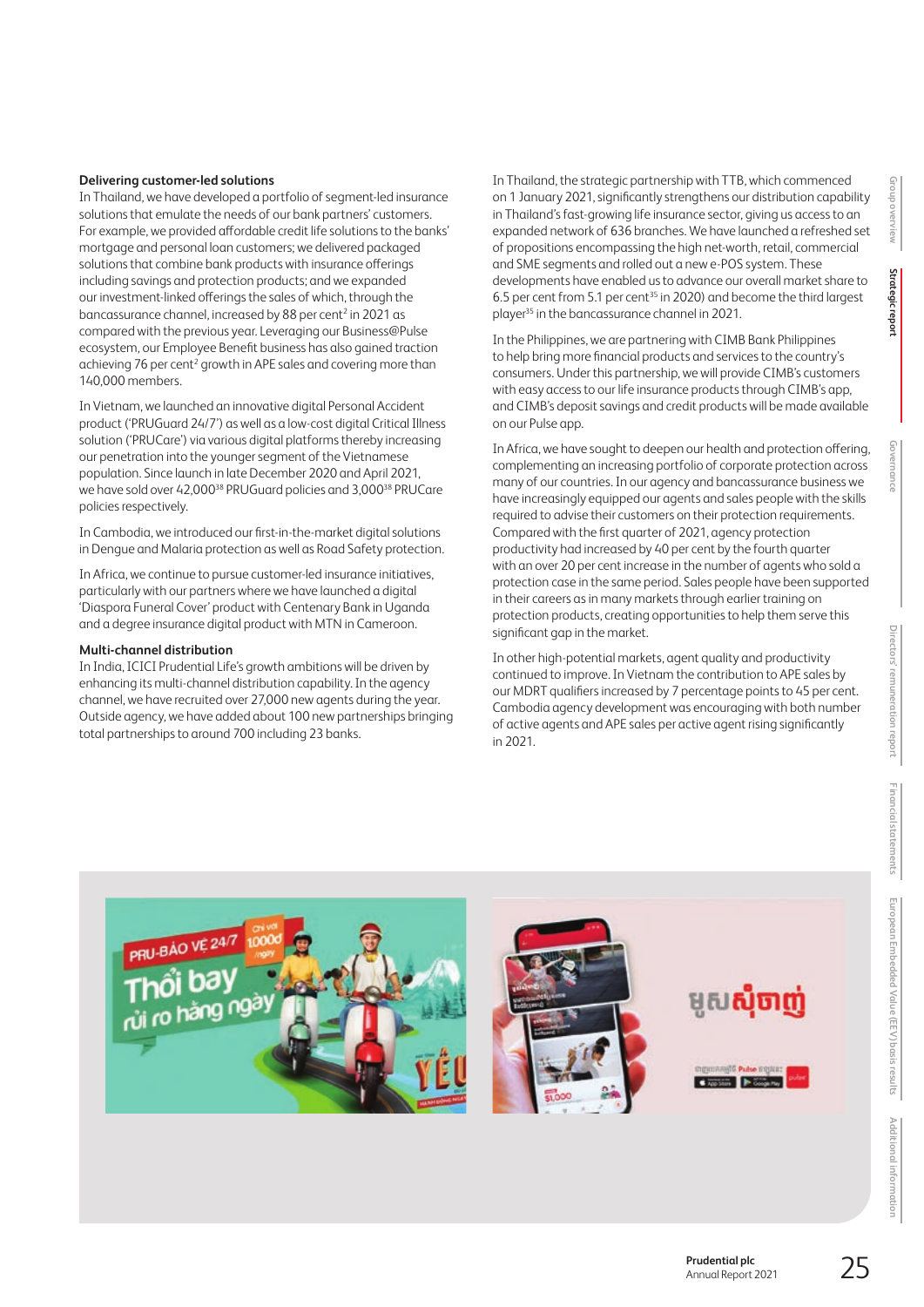### Delivering customer-led solutions

In Thailand, we have developed a portfolio of segment-led insurance solutions that emulate the needs of our bank partners' customers. For example, we provided affordable credit life solutions to the banks' mortgage and personal loan customers; we delivered packaged solutions that combine bank products with insurance offerings including savings and protection products; and we expanded our investment-linked offerings the sales of which, through the bancassurance channel, increased by 88 per cent[2] in 2021 as compared with the previous year. Leveraging our Business@Pulse ecosystem, our Employee Benefit business has also gained traction achieving 76 per cent[2] growth in APE sales and covering more than 140,000 members.

In Vietnam, we launched an innovative digital Personal Accident product ('PRUGuard 24/7') as well as a low-cost digital Critical Illness solution ('PRUCare') via various digital platforms thereby increasing our penetration into the younger segment of the Vietnamese population. Since launch in late December 2020 and April 2021, we have sold over 42,000[38] PRUGuard policies and 3,000[38] PRUCare policies respectively.

In Cambodia, we introduced our first-in-the-market digital solutions in Dengue and Malaria protection as well as Road Safety protection.

In Africa, we continue to pursue customer-led insurance initiatives, particularly with our partners where we have launched a digital 'Diaspora Funeral Cover' product with Centenary Bank in Uganda and a degree insurance digital product with MTN in Cameroon.

### Multi-channel distribution

In India, ICICI Prudential Life's growth ambitions will be driven by enhancing its multi-channel distribution capability. In the agency channel, we have recruited over 27,000 new agents during the year. Outside agency, we have added about 100 new partnerships bringing total partnerships to around 700 including 23 banks.

In Thailand, the strategic partnership with TTB, which commenced on 1 January 2021, significantly strengthens our distribution capability in Thailand's fast-growing life insurance sector, giving us access to an expanded network of 636 branches. We have launched a refreshed set of propositions encompassing the high net-worth, retail, commercial and SME segments and rolled out a new e-POS system. These developments have enabled us to advance our overall market share to 6.5 per cent from 5.1 per cent[35] in 2020) and become the third largest player[35] in the bancassurance channel in 2021.

In the Philippines, we are partnering with CIMB Bank Philippines to help bring more financial products and services to the country's consumers. Under this partnership, we will provide CIMB's customers with easy access to our life insurance products through CIMB's app, and CIMB's deposit savings and credit products will be made available on our Pulse app.

In Africa, we have sought to deepen our health and protection offering, complementing an increasing portfolio of corporate protection across many of our countries. In our agency and bancassurance business we have increasingly equipped our agents and sales people with the skills required to advise their customers on their protection requirements. Compared with the first quarter of 2021, agency protection productivity had increased by 40 per cent by the fourth quarter with an over 20 per cent increase in the number of agents who sold a protection case in the same period. Sales people have been supported in their careers as in many markets through earlier training on protection products, creating opportunities to help them serve this significant gap in the market.

In other high-potential markets, agent quality and productivity continued to improve. In Vietnam the contribution to APE sales by our MDRT qualifiers increased by 7 percentage points to 45 per cent. Cambodia agency development was encouraging with both number of active agents and APE sales per active agent rising significantly in 2021.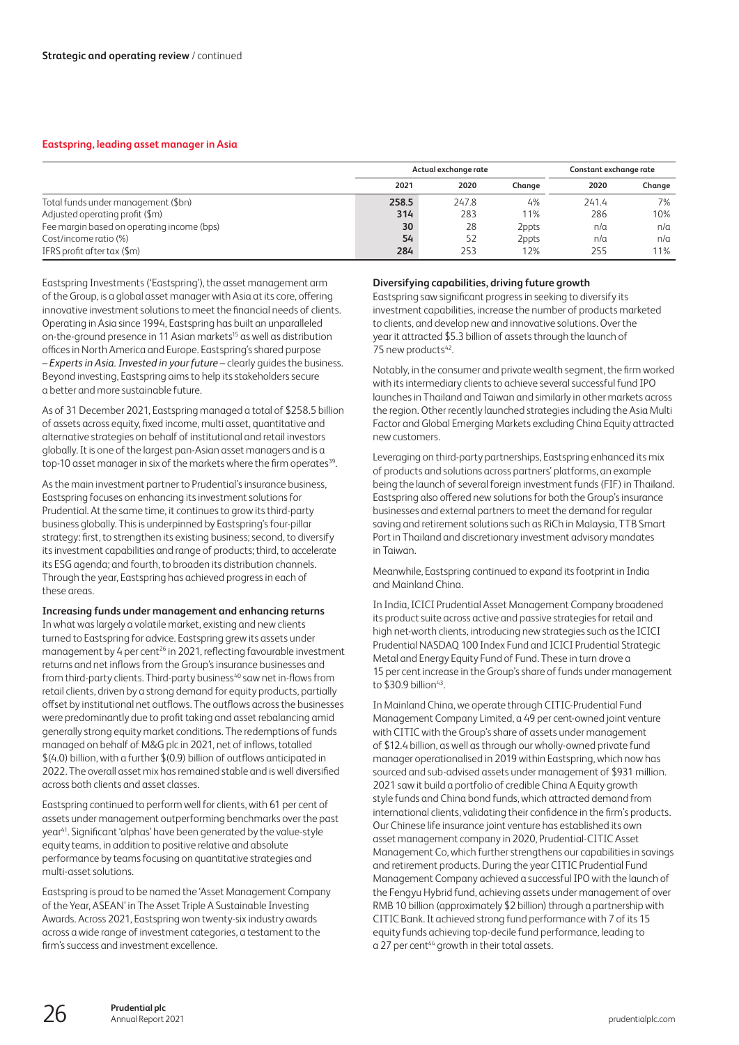## Eastspring, leading asset manager in Asia

| | Actual exchange rate | | | Constant exchange rate | |
|---|---|---|---|---|---|
| | 2021 | 2020 | Change | 2020 | Change |
| Total funds under management ($bn) | **258.5** | 247.8 | 4% | 241.4 | 7% |
| Adjusted operating profit ($m) | **314** | 283 | 11% | 286 | 10% |
| Fee margin based on operating income (bps) | **30** | 28 | 2ppts | n/a | n/a |
| Cost/income ratio (%) | **54** | 52 | 2ppts | n/a | n/a |
| IFRS profit after tax ($m) | **284** | 253 | 12% | 255 | 11% |

Eastspring Investments ('Eastspring'), the asset management arm of the Group, is a global asset manager with Asia at its core, offering innovative investment solutions to meet the financial needs of clients. Operating in Asia since 1994, Eastspring has built an unparalleled on-the-ground presence in 11 Asian markets[15] as well as distribution offices in North America and Europe. Eastspring's shared purpose – *Experts in Asia. Invested in your future* – clearly guides the business. Beyond investing, Eastspring aims to help its stakeholders secure a better and more sustainable future.

As of 31 December 2021, Eastspring managed a total of $258.5 billion of assets across equity, fixed income, multi asset, quantitative and alternative strategies on behalf of institutional and retail investors globally. It is one of the largest pan-Asian asset managers and is a top-10 asset manager in six of the markets where the firm operates[39].

As the main investment partner to Prudential's insurance business, Eastspring focuses on enhancing its investment solutions for Prudential. At the same time, it continues to grow its third-party business globally. This is underpinned by Eastspring's four-pillar strategy: first, to strengthen its existing business; second, to diversify its investment capabilities and range of products; third, to accelerate its ESG agenda; and fourth, to broaden its distribution channels. Through the year, Eastspring has achieved progress in each of these areas.

**Increasing funds under management and enhancing returns**

In what was largely a volatile market, existing and new clients turned to Eastspring for advice. Eastspring grew its assets under management by 4 per cent[26] in 2021, reflecting favourable investment returns and net inflows from the Group's insurance businesses and from third-party clients. Third-party business[40] saw net in-flows from retail clients, driven by a strong demand for equity products, partially offset by institutional net outflows. The outflows across the businesses were predominantly due to profit taking and asset rebalancing amid generally strong equity market conditions. The redemptions of funds managed on behalf of M&G plc in 2021, net of inflows, totalled $(4.0) billion, with a further $(0.9) billion of outflows anticipated in 2022. The overall asset mix has remained stable and is well diversified across both clients and asset classes.

Eastspring continued to perform well for clients, with 61 per cent of assets under management outperforming benchmarks over the past year[41]. Significant 'alphas' have been generated by the value-style equity teams, in addition to positive relative and absolute performance by teams focusing on quantitative strategies and multi-asset solutions.

Eastspring is proud to be named the 'Asset Management Company of the Year, ASEAN' in The Asset Triple A Sustainable Investing Awards. Across 2021, Eastspring won twenty-six industry awards across a wide range of investment categories, a testament to the firm's success and investment excellence.

**Diversifying capabilities, driving future growth**

Eastspring saw significant progress in seeking to diversify its investment capabilities, increase the number of products marketed to clients, and develop new and innovative solutions. Over the year it attracted $5.3 billion of assets through the launch of 75 new products[42].

Notably, in the consumer and private wealth segment, the firm worked with its intermediary clients to achieve several successful fund IPO launches in Thailand and Taiwan and similarly in other markets across the region. Other recently launched strategies including the Asia Multi Factor and Global Emerging Markets excluding China Equity attracted new customers.

Leveraging on third-party partnerships, Eastspring enhanced its mix of products and solutions across partners' platforms, an example being the launch of several foreign investment funds (FIF) in Thailand. Eastspring also offered new solutions for both the Group's insurance businesses and external partners to meet the demand for regular saving and retirement solutions such as RiCh in Malaysia, TTB Smart Port in Thailand and discretionary investment advisory mandates in Taiwan.

Meanwhile, Eastspring continued to expand its footprint in India and Mainland China.

In India, ICICI Prudential Asset Management Company broadened its product suite across active and passive strategies for retail and high net-worth clients, introducing new strategies such as the ICICI Prudential NASDAQ 100 Index Fund and ICICI Prudential Strategic Metal and Energy Equity Fund of Fund. These in turn drove a 15 per cent increase in the Group's share of funds under management to $30.9 billion[43].

In Mainland China, we operate through CITIC-Prudential Fund Management Company Limited, a 49 per cent-owned joint venture with CITIC with the Group's share of assets under management of $12.4 billion, as well as through our wholly-owned private fund manager operationalised in 2019 within Eastspring, which now has sourced and sub-advised assets under management of $931 million. 2021 saw it build a portfolio of credible China A Equity growth style funds and China bond funds, which attracted demand from international clients, validating their confidence in the firm's products. Our Chinese life insurance joint venture has established its own asset management company in 2020, Prudential-CITIC Asset Management Co, which further strengthens our capabilities in savings and retirement products. During the year CITIC Prudential Fund Management Company achieved a successful IPO with the launch of the Fengyu Hybrid fund, achieving assets under management of over RMB 10 billion (approximately $2 billion) through a partnership with CITIC Bank. It achieved strong fund performance with 7 of its 15 equity funds achieving top-decile fund performance, leading to a 27 per cent[44] growth in their total assets.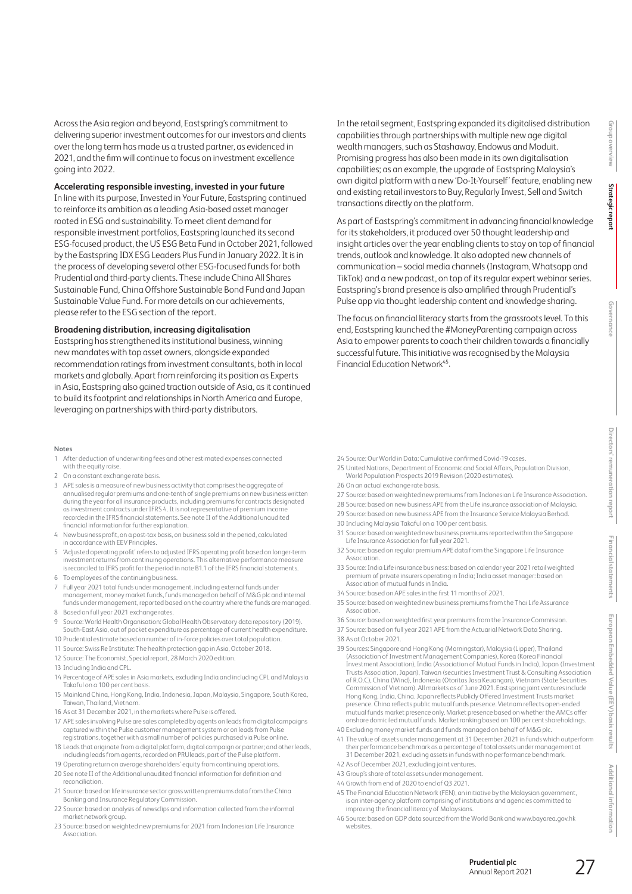Across the Asia region and beyond, Eastspring's commitment to delivering superior investment outcomes for our investors and clients over the long term has made us a trusted partner, as evidenced in 2021, and the firm will continue to focus on investment excellence going into 2022.

**Accelerating responsible investing, invested in your future**

In line with its purpose, Invested in Your Future, Eastspring continued to reinforce its ambition as a leading Asia-based asset manager rooted in ESG and sustainability. To meet client demand for responsible investment portfolios, Eastspring launched its second ESG-focused product, the US ESG Beta Fund in October 2021, followed by the Eastspring IDX ESG Leaders Plus Fund in January 2022. It is in the process of developing several other ESG-focused funds for both Prudential and third-party clients. These include China All Shares Sustainable Fund, China Offshore Sustainable Bond Fund and Japan Sustainable Value Fund. For more details on our achievements, please refer to the ESG section of the report.

**Broadening distribution, increasing digitalisation**

Eastspring has strengthened its institutional business, winning new mandates with top asset owners, alongside expanded recommendation ratings from investment consultants, both in local markets and globally. Apart from reinforcing its position as Experts in Asia, Eastspring also gained traction outside of Asia, as it continued to build its footprint and relationships in North America and Europe, leveraging on partnerships with third-party distributors.

In the retail segment, Eastspring expanded its digitalised distribution capabilities through partnerships with multiple new age digital wealth managers, such as Stashaway, Endowus and Moduit. Promising progress has also been made in its own digitalisation capabilities; as an example, the upgrade of Eastspring Malaysia's own digital platform with a new 'Do-It-Yourself' feature, enabling new and existing retail investors to Buy, Regularly Invest, Sell and Switch transactions directly on the platform.

As part of Eastspring's commitment in advancing financial knowledge for its stakeholders, it produced over 50 thought leadership and insight articles over the year enabling clients to stay on top of financial trends, outlook and knowledge. It also adopted new channels of communication – social media channels (Instagram, Whatsapp and TikTok) and a new podcast, on top of its regular expert webinar series. Eastspring's brand presence is also amplified through Prudential's Pulse app via thought leadership content and knowledge sharing.

The focus on financial literacy starts from the grassroots level. To this end, Eastspring launched the #MoneyParenting campaign across Asia to empower parents to coach their children towards a financially successful future. This initiative was recognised by the Malaysia Financial Education Network[45].

**Notes**

1. After deduction of underwriting fees and other estimated expenses connected with the equity raise.
2. On a constant exchange rate basis.
3. APE sales is a measure of new business activity that comprises the aggregate of annualised regular premiums and one-tenth of single premiums on new business written during the year for all insurance products, including premiums for contracts designated as investment contracts under IFRS 4. It is not representative of premium income recorded in the IFRS financial statements. See note II of the Additional unaudited financial information for further explanation.
4. New business profit, on a post-tax basis, on business sold in the period, calculated in accordance with EEV Principles.
5. 'Adjusted operating profit' refers to adjusted IFRS operating profit based on longer-term investment returns from continuing operations. This alternative performance measure is reconciled to IFRS profit for the period in note B1.1 of the IFRS financial statements.
6. To employees of the continuing business.
7. Full year 2021 total funds under management, including external funds under management, money market funds, funds managed on behalf of M&G plc and internal funds under management, reported based on the country where the funds are managed.
8. Based on full year 2021 exchange rates.
9. Source: World Health Organisation: Global Health Observatory data repository (2019). South-East Asia, out of pocket expenditure as percentage of current health expenditure.
10. Prudential estimate based on number of in-force policies over total population.
11. Source: Swiss Re Institute: The health protection gap in Asia, October 2018.
12. Source: The Economist, Special report, 28 March 2020 edition.
13. Including India and CPL.
14. Percentage of APE sales in Asia markets, excluding India and including CPL and Malaysia Takaful on a 100 per cent basis.
15. Mainland China, Hong Kong, India, Indonesia, Japan, Malaysia, Singapore, South Korea, Taiwan, Thailand, Vietnam.
16. As at 31 December 2021, in the markets where Pulse is offered.
17. APE sales involving Pulse are sales completed by agents on leads from digital campaigns captured within the Pulse customer management system or on leads from Pulse registrations, together with a small number of policies purchased via Pulse online.
18. Leads that originate from a digital platform, digital campaign or partner; and other leads, including leads from agents, recorded on PRUleads, part of the Pulse platform.
19. Operating return on average shareholders' equity from continuing operations.
20. See note II of the Additional unaudited financial information for definition and reconciliation.
21. Source: based on life insurance sector gross written premiums data from the China Banking and Insurance Regulatory Commission.
22. Source: based on analysis of newsclips and information collected from the informal market network group.
23. Source: based on weighted new premiums for 2021 from Indonesian Life Insurance Association.
24. Source: Our World in Data: Cumulative confirmed Covid-19 cases.
25. United Nations, Department of Economic and Social Affairs, Population Division, World Population Prospects 2019 Revision (2020 estimates).
26. On an actual exchange rate basis.
27. Source: based on weighted new premiums from Indonesian Life Insurance Association.
28. Source: based on new business APE from the Life insurance association of Malaysia.
29. Source: based on new business APE from the Insurance Service Malaysia Berhad.
30. Including Malaysia Takaful on a 100 per cent basis.
31. Source: based on weighted new business premiums reported within the Singapore Life Insurance Association for full year 2021.
32. Source: based on regular premium APE data from the Singapore Life Insurance Association.
33. Source: India Life insurance business: based on calendar year 2021 retail weighted premium of private insurers operating in India; India asset manager: based on Association of mutual funds in India.
34. Source: based on APE sales in the first 11 months of 2021.
35. Source: based on weighted new business premiums from the Thai Life Assurance Association.
36. Source: based on weighted first year premiums from the Insurance Commission.
37. Source: based on full year 2021 APE from the Actuarial Network Data Sharing.
38. As at October 2021.
39. Sources: Singapore and Hong Kong (Morningstar), Malaysia (Lipper), Thailand (Association of Investment Management Companies), Korea (Korea Financial Investment Association), India (Association of Mutual Funds in India), Japan (Investment Trusts Association, Japan), Taiwan (securities Investment Trust & Consulting Association of R.O.C), China (Wind), Indonesia (Otoritas Jasa Keuangan), Vietnam (State Securities Commission of Vietnam). All markets as of June 2021. Eastspring joint ventures include Hong Kong, India, China. Japan reflects Publicly Offered Investment Trusts market presence. China reflects public mutual funds presence. Vietnam reflects open-ended mutual funds market presence only. Market presence based on whether the AMCs offer onshore domiciled mutual funds. Market ranking based on 100 per cent shareholdings.
40. Excluding money market funds and funds managed on behalf of M&G plc.
41. The value of assets under management at 31 December 2021 in funds which outperform their performance benchmark as a percentage of total assets under management at 31 December 2021, excluding assets in funds with no performance benchmark.
42. As of December 2021, excluding joint ventures.
43. Group's share of total assets under management.
44. Growth from end of 2020 to end of Q3 2021.
45. The Financial Education Network (FEN), an initiative by the Malaysian government, is an inter-agency platform comprising of institutions and agencies committed to improving the financial literacy of Malaysians.
46. Source: based on GDP data sourced from the World Bank and www.bayarea.gov.hk websites.